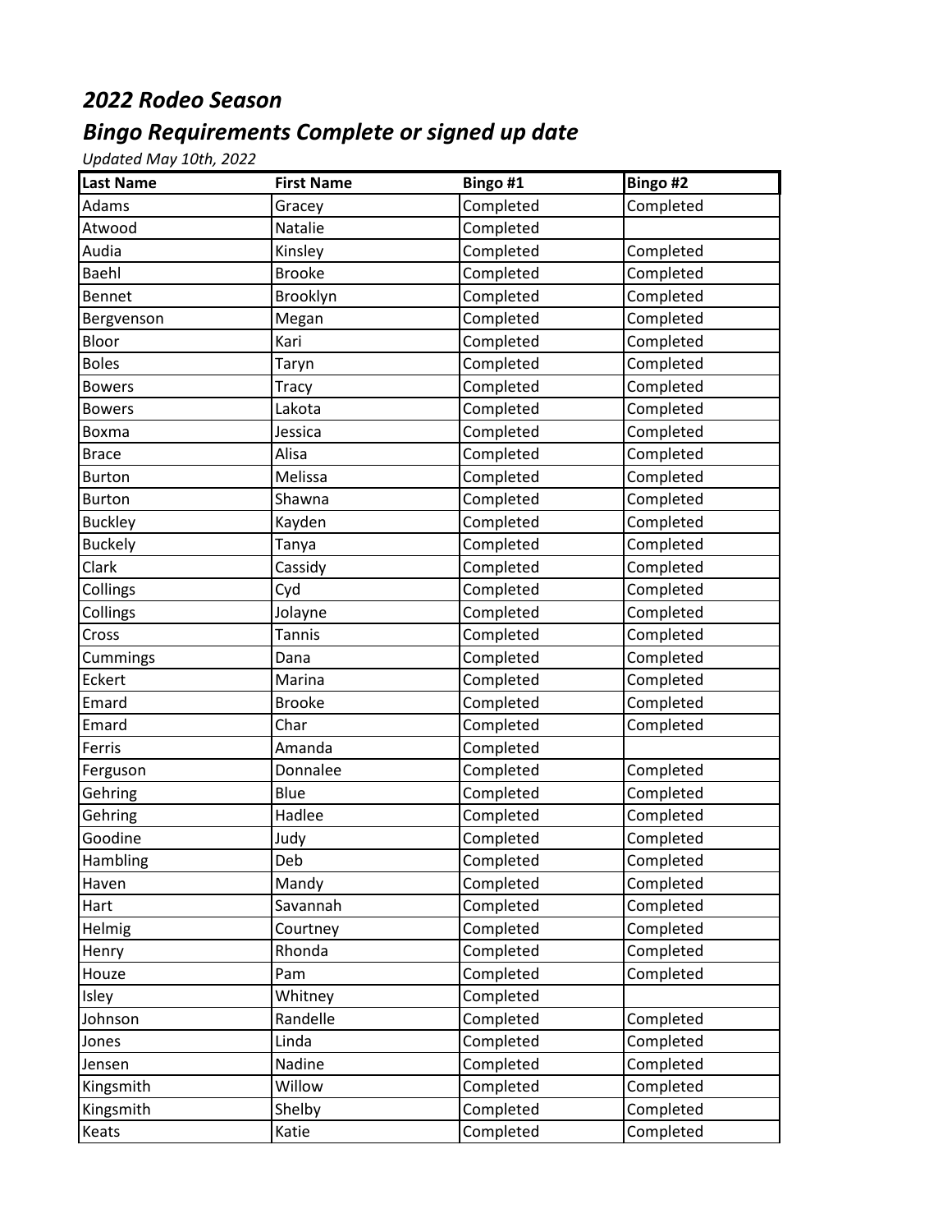## *2022 Rodeo Season*

## *Bingo Requirements Complete or signed up date*

*Updated May 10th, 2022*

| Last Name | First Name | Bingo #1 | Bingo #2 |
|---|---|---|---|
| Adams | Gracey | Completed | Completed |
| Atwood | Natalie | Completed | |
| Audia | Kinsley | Completed | Completed |
| Baehl | Brooke | Completed | Completed |
| Bennet | Brooklyn | Completed | Completed |
| Bergvenson | Megan | Completed | Completed |
| Bloor | Kari | Completed | Completed |
| Boles | Taryn | Completed | Completed |
| Bowers | Tracy | Completed | Completed |
| Bowers | Lakota | Completed | Completed |
| Boxma | Jessica | Completed | Completed |
| Brace | Alisa | Completed | Completed |
| Burton | Melissa | Completed | Completed |
| Burton | Shawna | Completed | Completed |
| Buckley | Kayden | Completed | Completed |
| Buckely | Tanya | Completed | Completed |
| Clark | Cassidy | Completed | Completed |
| Collings | Cyd | Completed | Completed |
| Collings | Jolayne | Completed | Completed |
| Cross | Tannis | Completed | Completed |
| Cummings | Dana | Completed | Completed |
| Eckert | Marina | Completed | Completed |
| Emard | Brooke | Completed | Completed |
| Emard | Char | Completed | Completed |
| Ferris | Amanda | Completed | |
| Ferguson | Donnalee | Completed | Completed |
| Gehring | Blue | Completed | Completed |
| Gehring | Hadlee | Completed | Completed |
| Goodine | Judy | Completed | Completed |
| Hambling | Deb | Completed | Completed |
| Haven | Mandy | Completed | Completed |
| Hart | Savannah | Completed | Completed |
| Helmig | Courtney | Completed | Completed |
| Henry | Rhonda | Completed | Completed |
| Houze | Pam | Completed | Completed |
| Isley | Whitney | Completed | |
| Johnson | Randelle | Completed | Completed |
| Jones | Linda | Completed | Completed |
| Jensen | Nadine | Completed | Completed |
| Kingsmith | Willow | Completed | Completed |
| Kingsmith | Shelby | Completed | Completed |
| Keats | Katie | Completed | Completed |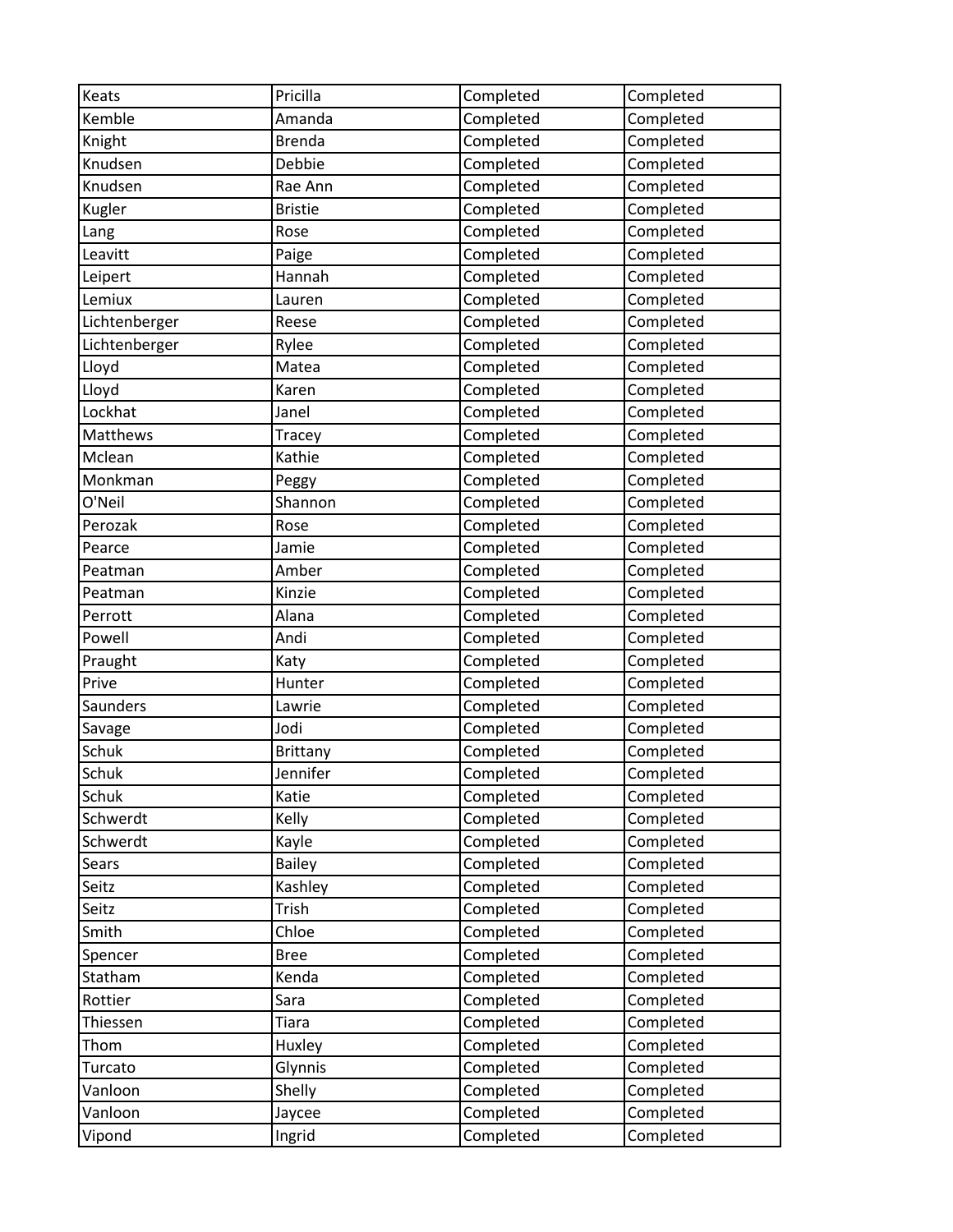| Keats | Pricilla | Completed | Completed |
| --- | --- | --- | --- |
| Kemble | Amanda | Completed | Completed |
| Knight | Brenda | Completed | Completed |
| Knudsen | Debbie | Completed | Completed |
| Knudsen | Rae Ann | Completed | Completed |
| Kugler | Bristie | Completed | Completed |
| Lang | Rose | Completed | Completed |
| Leavitt | Paige | Completed | Completed |
| Leipert | Hannah | Completed | Completed |
| Lemiux | Lauren | Completed | Completed |
| Lichtenberger | Reese | Completed | Completed |
| Lichtenberger | Rylee | Completed | Completed |
| Lloyd | Matea | Completed | Completed |
| Lloyd | Karen | Completed | Completed |
| Lockhat | Janel | Completed | Completed |
| Matthews | Tracey | Completed | Completed |
| Mclean | Kathie | Completed | Completed |
| Monkman | Peggy | Completed | Completed |
| O'Neil | Shannon | Completed | Completed |
| Perozak | Rose | Completed | Completed |
| Pearce | Jamie | Completed | Completed |
| Peatman | Amber | Completed | Completed |
| Peatman | Kinzie | Completed | Completed |
| Perrott | Alana | Completed | Completed |
| Powell | Andi | Completed | Completed |
| Praught | Katy | Completed | Completed |
| Prive | Hunter | Completed | Completed |
| Saunders | Lawrie | Completed | Completed |
| Savage | Jodi | Completed | Completed |
| Schuk | Brittany | Completed | Completed |
| Schuk | Jennifer | Completed | Completed |
| Schuk | Katie | Completed | Completed |
| Schwerdt | Kelly | Completed | Completed |
| Schwerdt | Kayle | Completed | Completed |
| Sears | Bailey | Completed | Completed |
| Seitz | Kashley | Completed | Completed |
| Seitz | Trish | Completed | Completed |
| Smith | Chloe | Completed | Completed |
| Spencer | Bree | Completed | Completed |
| Statham | Kenda | Completed | Completed |
| Rottier | Sara | Completed | Completed |
| Thiessen | Tiara | Completed | Completed |
| Thom | Huxley | Completed | Completed |
| Turcato | Glynnis | Completed | Completed |
| Vanloon | Shelly | Completed | Completed |
| Vanloon | Jaycee | Completed | Completed |
| Vipond | Ingrid | Completed | Completed |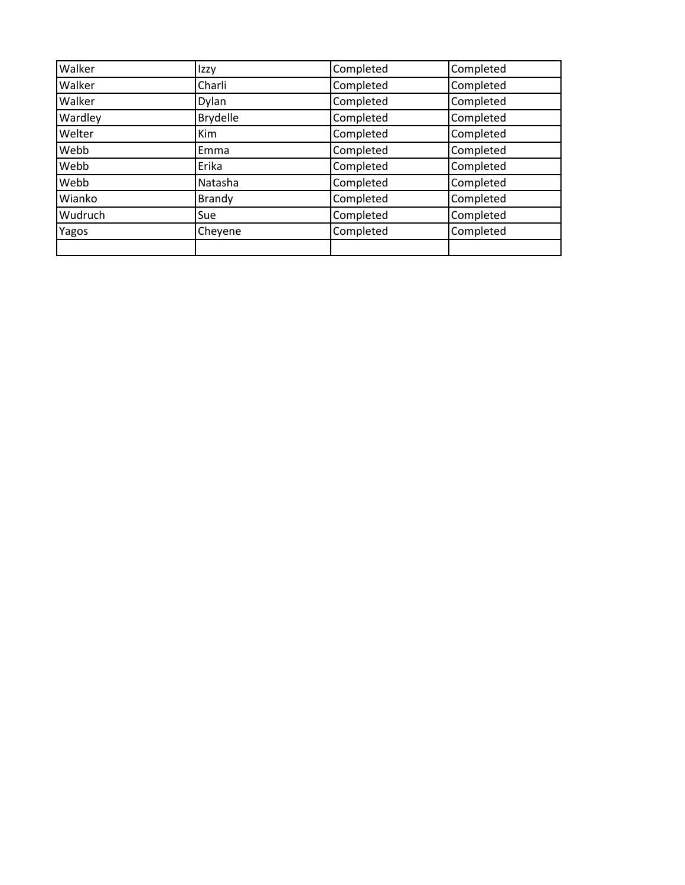| | | | |
|---|---|---|---|
| Walker | Izzy | Completed | Completed |
| Walker | Charli | Completed | Completed |
| Walker | Dylan | Completed | Completed |
| Wardley | Brydelle | Completed | Completed |
| Welter | Kim | Completed | Completed |
| Webb | Emma | Completed | Completed |
| Webb | Erika | Completed | Completed |
| Webb | Natasha | Completed | Completed |
| Wianko | Brandy | Completed | Completed |
| Wudruch | Sue | Completed | Completed |
| Yagos | Cheyene | Completed | Completed |
| | | | |